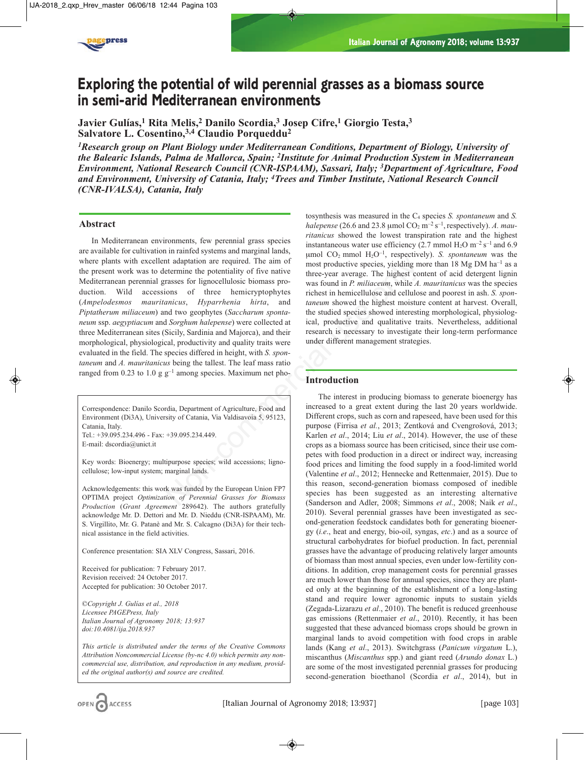# Exploring the potential of wild perennial grasses as a biomass source in semi-arid Mediterranean environments

**Javier Gulías,[1] Rita Melis,[2] Danilo Scordia,[3] Josep Cifre,[1] Giorgio Testa,[3] Salvatore L. Cosentino,[3,4] Claudio Porqueddu[2]**

*[1]Research group on Plant Biology under Mediterranean Conditions, Department of Biology, University of the Balearic Islands, Palma de Mallorca, Spain; [2]Institute for Animal Production System in Mediterranean Environment, National Research Council (CNR-ISPAAM), Sassari, Italy; [3]Department of Agriculture, Food and Environment, University of Catania, Italy; [4]Trees and Timber Institute, National Research Council (CNR-IVALSA), Catania, Italy*

## Abstract

In Mediterranean environments, few perennial grass species are available for cultivation in rainfed systems and marginal lands, where plants with excellent adaptation are required. The aim of the present work was to determine the potentiality of five native Mediterranean perennial grasses for lignocellulosic biomass production. Wild accessions of three hemicryptophytes (*Ampelodesmos mauritanicus*, *Hyparrhenia hirta*, and *Piptatherum miliaceum*) and two geophytes (*Saccharum spontaneum* ssp. *aegyptiacum* and *Sorghum halepense*) were collected at three Mediterranean sites (Sicily, Sardinia and Majorca), and their morphological, physiological, productivity and quality traits were evaluated in the field. The species differed in height, with *S. spontaneum* and *A. mauritanicus* being the tallest. The leaf mass ratio ranged from 0.23 to 1.0 g g$^{-1}$ among species. Maximum net photosynthesis was measured in the $C_4$ species *S. spontaneum* and *S. halepense* (26.6 and 23.8 μmol $CO_2$ m$^{-2}$ s$^{-1}$, respectively). *A. mauritanicus* showed the lowest transpiration rate and the highest instantaneous water use efficiency (2.7 mmol $H_2O$ m$^{-2}$ s$^{-1}$ and 6.9 μmol $CO_2$ mmol $H_2O^{-1}$, respectively). *S. spontaneum* was the most productive species, yielding more than 18 Mg DM ha$^{-1}$ as a three-year average. The highest content of acid detergent lignin was found in *P. miliaceum*, while *A. mauritanicus* was the species richest in hemicellulose and cellulose and poorest in ash. *S. spontaneum* showed the highest moisture content at harvest. Overall, the studied species showed interesting morphological, physiological, productive and qualitative traits. Nevertheless, additional research is necessary to investigate their long-term performance under different management strategies.

Correspondence: Danilo Scordia, Department of Agriculture, Food and Environment (Di3A), University of Catania, Via Valdisavoia 5, 95123, Catania, Italy.
Tel.: +39.095.234.496 - Fax: +39.095.234.449.
E-mail: dscordia@unict.it

Key words: Bioenergy; multipurpose species; wild accessions; lignocellulose; low-input system; marginal lands.

Acknowledgements: this work was funded by the European Union FP7 OPTIMA project *Optimization of Perennial Grasses for Biomass Production* (*Grant Agreement* 289642). The authors gratefully acknowledge Mr. D. Dettori and Mr. D. Nieddu (CNR-ISPAAM), Mr. S. Virgillito, Mr. G. Patanè and Mr. S. Calcagno (Di3A) for their technical assistance in the field activities.

Conference presentation: SIA XLV Congress, Sassari, 2016.

Received for publication: 7 February 2017.
Revision received: 24 October 2017.
Accepted for publication: 30 October 2017.

*©Copyright J. Gulías et al., 2018*
*Licensee PAGEPress, Italy*
*Italian Journal of Agronomy 2018; 13:937*
*doi:10.4081/ija.2018.937*

*This article is distributed under the terms of the Creative Commons Attribution Noncommercial License (by-nc 4.0) which permits any noncommercial use, distribution, and reproduction in any medium, provided the original author(s) and source are credited.*

## Introduction

The interest in producing biomass to generate bioenergy has increased to a great extent during the last 20 years worldwide. Different crops, such as corn and rapeseed, have been used for this purpose (Firrisa *et al.*, 2013; Zentková and Cvengrošová, 2013; Karlen *et al*., 2014; Liu *et al*., 2014). However, the use of these crops as a biomass source has been criticised, since their use competes with food production in a direct or indirect way, increasing food prices and limiting the food supply in a food-limited world (Valentine *et al*., 2012; Hennecke and Rettenmaier, 2015). Due to this reason, second-generation biomass consisting of inedible species has been suggested as an interesting alternative (Sanderson and Adler, 2008; Simmons *et al*., 2008; Naik *et al*., 2010). Several perennial grasses have been investigated as second-generation feedstock candidates both for generating bioenergy (*i.e*., heat and energy, bio-oil, syngas, *etc*.) and as a source of structural carbohydrates for biofuel production. In fact, perennial grasses have the advantage of producing relatively larger amounts of biomass than most annual species, even under low-fertility conditions. In addition, crop management costs for perennial grasses are much lower than those for annual species, since they are planted only at the beginning of the establishment of a long-lasting stand and require lower agronomic inputs to sustain yields (Zegada-Lizarazu *et al*., 2010). The benefit is reduced greenhouse gas emissions (Rettenmaier *et al*., 2010). Recently, it has been suggested that these advanced biomass crops should be grown in marginal lands to avoid competition with food crops in arable lands (Kang *et al*., 2013). Switchgrass (*Panicum virgatum* L.), miscanthus (*Miscanthus* spp.) and giant reed (*Arundo donax* L.) are some of the most investigated perennial grasses for producing second-generation bioethanol (Scordia *et al*., 2014), but in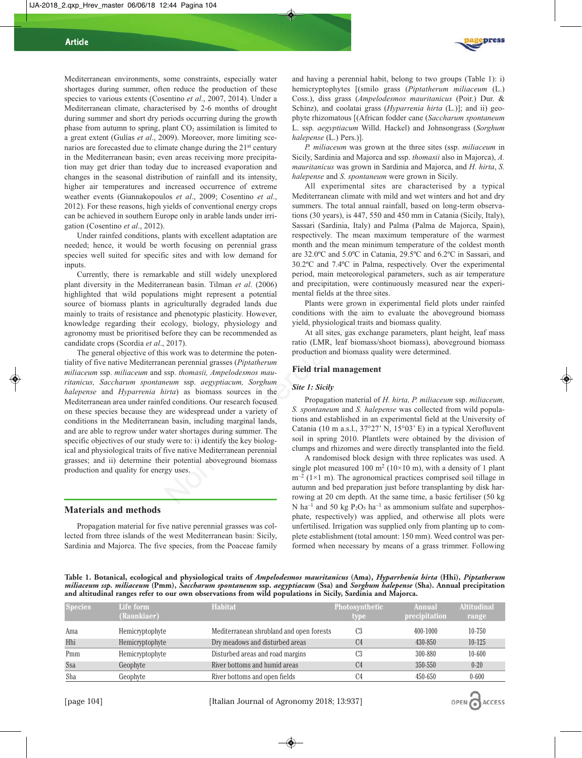Mediterranean environments, some constraints, especially water shortages during summer, often reduce the production of these species to various extents (Cosentino *et al*., 2007, 2014). Under a Mediterranean climate, characterised by 2-6 months of drought during summer and short dry periods occurring during the growth phase from autumn to spring, plant $CO_2$ assimilation is limited to a great extent (Gulías *et al*., 2009). Moreover, more limiting scenarios are forecasted due to climate change during the 21st century in the Mediterranean basin; even areas receiving more precipitation may get drier than today due to increased evaporation and changes in the seasonal distribution of rainfall and its intensity, higher air temperatures and increased occurrence of extreme weather events (Giannakopoulos *et al*., 2009; Cosentino *et al*., 2012). For these reasons, high yields of conventional energy crops can be achieved in southern Europe only in arable lands under irrigation (Cosentino *et al*., 2012).

Under rainfed conditions, plants with excellent adaptation are needed; hence, it would be worth focusing on perennial grass species well suited for specific sites and with low demand for inputs.

Currently, there is remarkable and still widely unexplored plant diversity in the Mediterranean basin. Tilman *et al*. (2006) highlighted that wild populations might represent a potential source of biomass plants in agriculturally degraded lands due mainly to traits of resistance and phenotypic plasticity. However, knowledge regarding their ecology, biology, physiology and agronomy must be prioritised before they can be recommended as candidate crops (Scordia *et al*., 2017).

The general objective of this work was to determine the potentiality of five native Mediterranean perennial grasses (*Piptatherum miliaceum* ssp. *miliaceum* and ssp. *thomasii, Ampelodesmos mauritanicus, Saccharum spontaneum* ssp. *aegyptiacum, Sorghum halepense* and *Hyparrenia hirta*) as biomass sources in the Mediterranean area under rainfed conditions. Our research focused on these species because they are widespread under a variety of conditions in the Mediterranean basin, including marginal lands, and are able to regrow under water shortages during summer. The specific objectives of our study were to: i) identify the key biological and physiological traits of five native Mediterranean perennial grasses; and ii) determine their potential aboveground biomass production and quality for energy uses.

## Materials and methods

Propagation material for five native perennial grasses was collected from three islands of the west Mediterranean basin: Sicily, Sardinia and Majorca. The five species, from the Poaceae family and having a perennial habit, belong to two groups (Table 1): i) hemicryptophytes [(smilo grass (*Piptatherum miliaceum* (L.) Coss.), diss grass (*Ampelodesmos mauritanicus* (Poir.) Dur. & Schinz), and coolatai grass (*Hyparrenia hirta* (L.)]; and ii) geophyte rhizomatous [(African fodder cane (*Saccharum spontaneum* L. ssp*. aegyptiacum* Willd. Hackel) and Johnsongrass (*Sorghum halepense* (L.) Pers.)].

*P. miliaceum* was grown at the three sites (ssp. *miliaceum* in Sicily, Sardinia and Majorca and ssp. *thomasii* also in Majorca), *A. mauritanicus* was grown in Sardinia and Majorca, and *H. hirta*, *S. halepense* and *S. spontaneum* were grown in Sicily.

All experimental sites are characterised by a typical Mediterranean climate with mild and wet winters and hot and dry summers. The total annual rainfall, based on long-term observations (30 years), is 447, 550 and 450 mm in Catania (Sicily, Italy), Sassari (Sardinia, Italy) and Palma (Palma de Majorca, Spain), respectively. The mean maximum temperature of the warmest month and the mean minimum temperature of the coldest month are 32.0ºC and 5.0ºC in Catania, 29.5ºC and 6.2ºC in Sassari, and 30.2ºC and 7.4ºC in Palma, respectively. Over the experimental period, main meteorological parameters, such as air temperature and precipitation, were continuously measured near the experimental fields at the three sites.

Plants were grown in experimental field plots under rainfed conditions with the aim to evaluate the aboveground biomass yield, physiological traits and biomass quality.

At all sites, gas exchange parameters, plant height, leaf mass ratio (LMR, leaf biomass/shoot biomass), aboveground biomass production and biomass quality were determined.

### Field trial management

#### Site 1: Sicily

Propagation material of *H. hirta, P. miliaceum* ssp. *miliaceum, S. spontaneum* and *S. halepense* was collected from wild populations and established in an experimental field at the University of Catania (10 m a.s.l., 37°27' N, 15°03' E) in a typical Xerofluvent soil in spring 2010. Plantlets were obtained by the division of clumps and rhizomes and were directly transplanted into the field.

A randomised block design with three replicates was used. A single plot measured 100 m$^2$ (10×10 m), with a density of 1 plant m$^{-2}$ (1×1 m). The agronomical practices comprised soil tillage in autumn and bed preparation just before transplanting by disk harrowing at 20 cm depth. At the same time, a basic fertiliser (50 kg N ha$^{-1}$ and 50 kg $P_2O_5$ ha$^{-1}$ as ammonium sulfate and superphosphate, respectively) was applied, and otherwise all plots were unfertilised. Irrigation was supplied only from planting up to complete establishment (total amount: 150 mm). Weed control was performed when necessary by means of a grass trimmer. Following

**Table 1. Botanical, ecological and physiological traits of *Ampelodesmos mauritanicus* (Ama), *Hyparrhenia hirta* (Hhi), *Piptatherum miliaceum ssp. miliaceum* (Pmm), *Saccharum spontaneum* ssp. *aegyptiacum* (Ssa) and *Sorghum halepense* (Sha). Annual precipitation and altitudinal ranges refer to our own observations from wild populations in Sicily, Sardinia and Majorca.**

| Species | Life form (Raunkiaer) | Habitat | Photosynthetic type | Annual precipitation | Altitudinal range |
|---|---|---|---|---|---|
| Ama | Hemicryptophyte | Mediterranean shrubland and open forests | C3 | 400-1000 | 10-750 |
| Hhi | Hemicryptophyte | Dry meadows and disturbed areas | C4 | 430-850 | 10-125 |
| Pmm | Hemicryptophyte | Disturbed areas and road margins | C3 | 300-880 | 10-600 |
| Ssa | Geophyte | River bottoms and humid areas | C4 | 350-550 | 0-20 |
| Sha | Geophyte | River bottoms and open fields | C4 | 450-650 | 0-600 |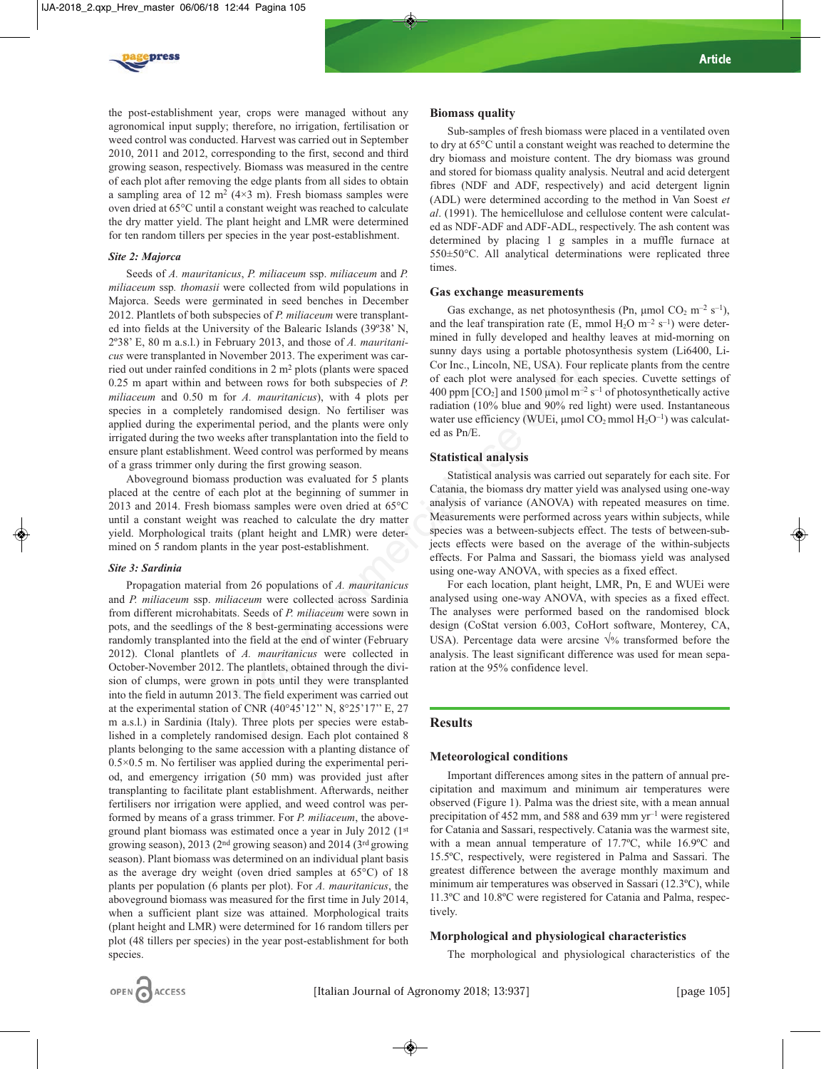the post-establishment year, crops were managed without any agronomical input supply; therefore, no irrigation, fertilisation or weed control was conducted. Harvest was carried out in September 2010, 2011 and 2012, corresponding to the first, second and third growing season, respectively. Biomass was measured in the centre of each plot after removing the edge plants from all sides to obtain a sampling area of 12 $m^2$ (4×3 m). Fresh biomass samples were oven dried at 65°C until a constant weight was reached to calculate the dry matter yield. The plant height and LMR were determined for ten random tillers per species in the year post-establishment.

### *Site 2: Majorca*

Seeds of *A. mauritanicus*, *P. miliaceum* ssp. *miliaceum* and *P. miliaceum* ssp*. thomasii* were collected from wild populations in Majorca. Seeds were germinated in seed benches in December 2012. Plantlets of both subspecies of *P. miliaceum* were transplanted into fields at the University of the Balearic Islands (39º38' N, 2º38' E, 80 m a.s.l.) in February 2013, and those of *A. mauritanicus* were transplanted in November 2013. The experiment was carried out under rainfed conditions in 2 $m^2$ plots (plants were spaced 0.25 m apart within and between rows for both subspecies of *P. miliaceum* and 0.50 m for *A. mauritanicus*), with 4 plots per species in a completely randomised design. No fertiliser was applied during the experimental period, and the plants were only irrigated during the two weeks after transplantation into the field to ensure plant establishment. Weed control was performed by means of a grass trimmer only during the first growing season.

Aboveground biomass production was evaluated for 5 plants placed at the centre of each plot at the beginning of summer in 2013 and 2014. Fresh biomass samples were oven dried at 65°C until a constant weight was reached to calculate the dry matter yield. Morphological traits (plant height and LMR) were determined on 5 random plants in the year post-establishment.

### *Site 3: Sardinia*

Propagation material from 26 populations of *A. mauritanicus* and *P. miliaceum* ssp. *miliaceum* were collected across Sardinia from different microhabitats. Seeds of *P. miliaceum* were sown in pots, and the seedlings of the 8 best-germinating accessions were randomly transplanted into the field at the end of winter (February 2012). Clonal plantlets of *A. mauritanicus* were collected in October-November 2012. The plantlets, obtained through the division of clumps, were grown in pots until they were transplanted into the field in autumn 2013. The field experiment was carried out at the experimental station of CNR (40°45'12'' N, 8°25'17'' E, 27 m a.s.l.) in Sardinia (Italy). Three plots per species were established in a completely randomised design. Each plot contained 8 plants belonging to the same accession with a planting distance of 0.5×0.5 m. No fertiliser was applied during the experimental period, and emergency irrigation (50 mm) was provided just after transplanting to facilitate plant establishment. Afterwards, neither fertilisers nor irrigation were applied, and weed control was performed by means of a grass trimmer. For *P. miliaceum*, the aboveground plant biomass was estimated once a year in July 2012 (1st growing season), 2013 (2nd growing season) and 2014 (3rd growing season). Plant biomass was determined on an individual plant basis as the average dry weight (oven dried samples at 65°C) of 18 plants per population (6 plants per plot). For *A. mauritanicus*, the aboveground biomass was measured for the first time in July 2014, when a sufficient plant size was attained. Morphological traits (plant height and LMR) were determined for 16 random tillers per plot (48 tillers per species) in the year post-establishment for both species.

## Biomass quality

Sub-samples of fresh biomass were placed in a ventilated oven to dry at 65°C until a constant weight was reached to determine the dry biomass and moisture content. The dry biomass was ground and stored for biomass quality analysis. Neutral and acid detergent fibres (NDF and ADF, respectively) and acid detergent lignin (ADL) were determined according to the method in Van Soest *et al*. (1991). The hemicellulose and cellulose content were calculated as NDF-ADF and ADF-ADL, respectively. The ash content was determined by placing 1 g samples in a muffle furnace at 550±50°C. All analytical determinations were replicated three times.

## Gas exchange measurements

Gas exchange, as net photosynthesis (Pn, µmol $CO_2$ $m^{-2}$ $s^{-1}$), and the leaf transpiration rate (E, mmol $H_2O$ $m^{-2}$ $s^{-1}$) were determined in fully developed and healthy leaves at mid-morning on sunny days using a portable photosynthesis system (Li6400, Li-Cor Inc., Lincoln, NE, USA). Four replicate plants from the centre of each plot were analysed for each species. Cuvette settings of 400 ppm [$CO_2$] and 1500 µmol $m^{-2}$ $s^{-1}$ of photosynthetically active radiation (10% blue and 90% red light) were used. Instantaneous water use efficiency (WUEi, µmol $CO_2$ mmol $H_2O^{-1}$) was calculated as Pn/E.

## Statistical analysis

Statistical analysis was carried out separately for each site. For Catania, the biomass dry matter yield was analysed using one-way analysis of variance (ANOVA) with repeated measures on time. Measurements were performed across years within subjects, while species was a between-subjects effect. The tests of between-subjects effects were based on the average of the within-subjects effects. For Palma and Sassari, the biomass yield was analysed using one-way ANOVA, with species as a fixed effect.

For each location, plant height, LMR, Pn, E and WUEi were analysed using one-way ANOVA, with species as a fixed effect. The analyses were performed based on the randomised block design (CoStat version 6.003, CoHort software, Monterey, CA, USA). Percentage data were arcsine $\sqrt{\%}$ transformed before the analysis. The least significant difference was used for mean separation at the 95% confidence level.

# Results

## Meteorological conditions

Important differences among sites in the pattern of annual precipitation and maximum and minimum air temperatures were observed (Figure 1). Palma was the driest site, with a mean annual precipitation of 452 mm, and 588 and 639 mm $yr^{-1}$ were registered for Catania and Sassari, respectively. Catania was the warmest site, with a mean annual temperature of 17.7ºC, while 16.9ºC and 15.5ºC, respectively, were registered in Palma and Sassari. The greatest difference between the average monthly maximum and minimum air temperatures was observed in Sassari (12.3ºC), while 11.3ºC and 10.8ºC were registered for Catania and Palma, respectively.

## Morphological and physiological characteristics

The morphological and physiological characteristics of the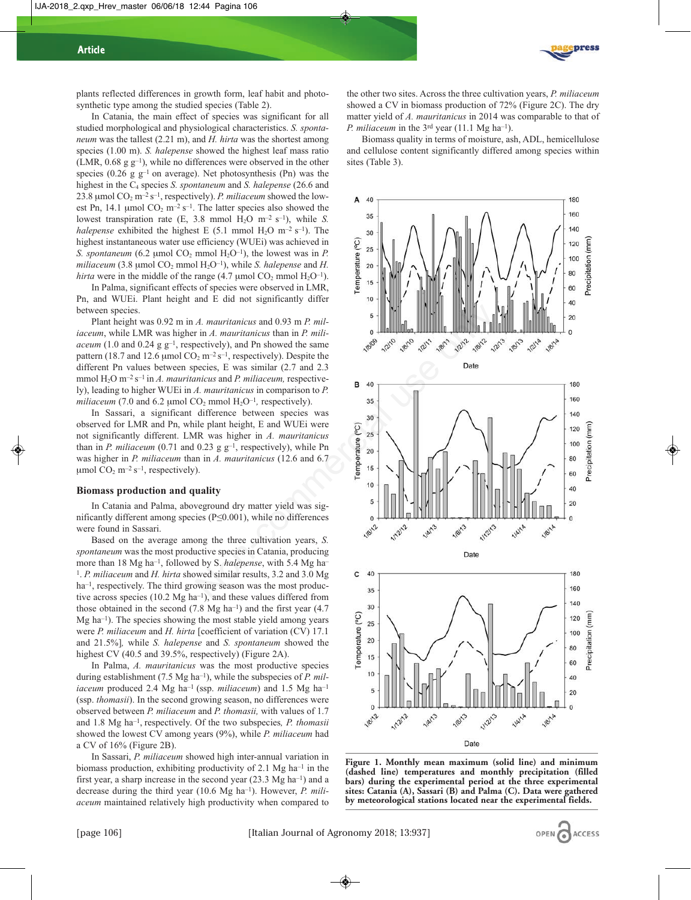plants reflected differences in growth form, leaf habit and photosynthetic type among the studied species (Table 2).

In Catania, the main effect of species was significant for all studied morphological and physiological characteristics. *S. spontaneum* was the tallest (2.21 m), and *H. hirta* was the shortest among species (1.00 m). *S. halepense* showed the highest leaf mass ratio (LMR, 0.68 g g$^{-1}$), while no differences were observed in the other species (0.26 g g$^{-1}$ on average). Net photosynthesis (Pn) was the highest in the $C_4$ species *S. spontaneum* and *S. halepense* (26.6 and 23.8 µmol $CO_2$ m$^{-2}$ s$^{-1}$, respectively). *P. miliaceum* showed the lowest Pn, 14.1 µmol $CO_2$ m$^{-2}$ s$^{-1}$. The latter species also showed the lowest transpiration rate (E, 3.8 mmol $H_2O$ m$^{-2}$ s$^{-1}$), while *S. halepense* exhibited the highest E (5.1 mmol $H_2O$ m$^{-2}$ s$^{-1}$). The highest instantaneous water use efficiency (WUEi) was achieved in *S. spontaneum* (6.2 µmol $CO_2$ mmol $H_2O^{-1}$), the lowest was in *P. miliaceum* (3.8 µmol $CO_2$ mmol $H_2O^{-1}$), while *S. halepense* and *H. hirta* were in the middle of the range (4.7 µmol $CO_2$ mmol $H_2O^{-1}$).

In Palma, significant effects of species were observed in LMR, Pn, and WUEi. Plant height and E did not significantly differ between species.

Plant height was 0.92 m in *A. mauritanicus* and 0.93 m *P. miliaceum*, while LMR was higher in *A. mauritanicus* than in *P. miliaceum* (1.0 and 0.24 g g$^{-1}$, respectively), and Pn showed the same pattern (18.7 and 12.6 µmol $CO_2$ m$^{-2}$ s$^{-1}$, respectively). Despite the different Pn values between species, E was similar (2.7 and 2.3 mmol $H_2O$ m$^{-2}$ s$^{-1}$ in *A. mauritanicus* and *P. miliaceum,* respectively), leading to higher WUEi in *A. mauritanicus* in comparison to *P. miliaceum* (7.0 and 6.2 µmol $CO_2$ mmol $H_2O^{-1}$*,* respectively).

In Sassari, a significant difference between species was observed for LMR and Pn, while plant height, E and WUEi were not significantly different. LMR was higher in *A. mauritanicus* than in *P. miliaceum* (0.71 and 0.23 g g$^{-1}$, respectively), while Pn was higher in *P. miliaceum* than in *A. mauritanicus* (12.6 and 6.7 µmol $CO_2$ m$^{-2}$ s$^{-1}$, respectively).

### Biomass production and quality

In Catania and Palma, aboveground dry matter yield was significantly different among species ($P \leq 0.001$), while no differences were found in Sassari.

Based on the average among the three cultivation years, *S. spontaneum* was the most productive species in Catania, producing more than 18 Mg ha$^{-1}$, followed by S. *halepense*, with 5.4 Mg ha$^{-1}$. *P. miliaceum* and *H. hirta* showed similar results, 3.2 and 3.0 Mg ha$^{-1}$, respectively. The third growing season was the most productive across species (10.2 Mg ha$^{-1}$), and these values differed from those obtained in the second (7.8 Mg ha$^{-1}$) and the first year (4.7 Mg ha$^{-1}$). The species showing the most stable yield among years were *P. miliaceum* and *H. hirta* [coefficient of variation (CV) 17.1 and 21.5%]*,* while *S. halepense* and *S. spontaneum* showed the highest CV (40.5 and 39.5%, respectively) (Figure 2A).

In Palma, *A. mauritanicus* was the most productive species during establishment (7.5 Mg ha$^{-1}$), while the subspecies of *P. miliaceum* produced 2.4 Mg ha$^{-1}$ (ssp. *miliaceum*) and 1.5 Mg ha$^{-1}$ (ssp. *thomasii*). In the second growing season, no differences were observed between *P. miliaceum* and *P. thomasii,* with values of 1.7 and 1.8 Mg ha$^{-1}$, respectively. Of the two subspecies*, P. thomasii* showed the lowest CV among years (9%), while *P. miliaceum* had a CV of 16% (Figure 2B).

In Sassari, *P. miliaceum* showed high inter-annual variation in biomass production, exhibiting productivity of 2.1 Mg ha$^{-1}$ in the first year, a sharp increase in the second year (23.3 Mg ha$^{-1}$) and a decrease during the third year (10.6 Mg ha$^{-1}$). However, *P. miliaceum* maintained relatively high productivity when compared to the other two sites. Across the three cultivation years, *P. miliaceum* showed a CV in biomass production of 72% (Figure 2C). The dry matter yield of *A. mauritanicus* in 2014 was comparable to that of *P. miliaceum* in the 3rd year (11.1 Mg ha$^{-1}$).

Biomass quality in terms of moisture, ash, ADL, hemicellulose and cellulose content significantly differed among species within sites (Table 3).

**Figure 1. Monthly mean maximum (solid line) and minimum (dashed line) temperatures and monthly precipitation (filled bars) during the experimental period at the three experimental sites: Catania (A), Sassari (B) and Palma (C). Data were gathered by meteorological stations located near the experimental fields.**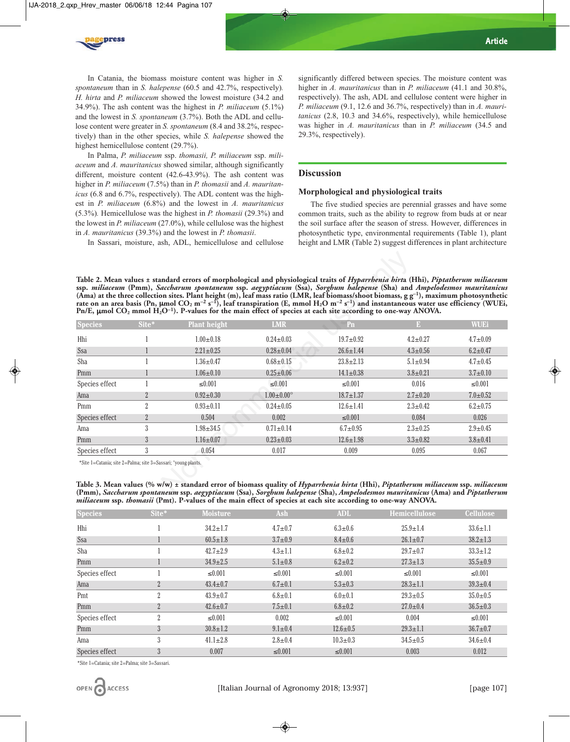In Catania, the biomass moisture content was higher in *S. spontaneum* than in *S. halepense* (60.5 and 42.7%, respectively). *H. hirta* and *P. miliaceum* showed the lowest moisture (34.2 and 34.9%). The ash content was the highest in *P. miliaceum* (5.1%) and the lowest in *S. spontaneum* (3.7%). Both the ADL and cellulose content were greater in *S. spontaneum* (8.4 and 38.2%, respectively) than in the other species, while *S. halepense* showed the highest hemicellulose content (29.7%).

In Palma, *P. miliaceum* ssp. *thomasii, P. miliaceum* ssp. *miliaceum* and *A. mauritanicus* showed similar, although significantly different, moisture content (42.6-43.9%). The ash content was higher in *P. miliaceum* (7.5%) than in *P. thomasii* and *A. mauritanicus* (6.8 and 6.7%, respectively). The ADL content was the highest in *P. miliaceum* (6.8%) and the lowest in *A. mauritanicus* (5.3%). Hemicellulose was the highest in *P. thomasii* (29.3%) and the lowest in *P. miliaceum* (27.0%), while cellulose was the highest in *A. mauritanicus* (39.3%) and the lowest in *P. thomasii*.

In Sassari, moisture, ash, ADL, hemicellulose and cellulose significantly differed between species. The moisture content was higher in *A. mauritanicus* than in *P. miliaceum* (41.1 and 30.8%, respectively). The ash, ADL and cellulose content were higher in *P. miliaceum* (9.1, 12.6 and 36.7%, respectively) than in *A. mauritanicus* (2.8, 10.3 and 34.6%, respectively), while hemicellulose was higher in *A. mauritanicus* than in *P. miliaceum* (34.5 and 29.3%, respectively).

## Discussion

### Morphological and physiological traits

The five studied species are perennial grasses and have some common traits, such as the ability to regrow from buds at or near the soil surface after the season of stress. However, differences in photosynthetic type, environmental requirements (Table 1), plant height and LMR (Table 2) suggest differences in plant architecture

**Table 2. Mean values ± standard errors of morphological and physiological traits of *Hyparrhenia hirta* (Hhi), *Piptatherum miliaceum* ssp. *miliaceum* (Pmm), *Saccharum spontaneum* ssp. *aegyptiacum* (Ssa), *Sorghum halepense* (Sha) and *Ampelodesmos mauritanicus* (Ama) at the three collection sites. Plant height (m), leaf mass ratio (LMR, leaf biomass/shoot biomass, g $g^{-1}$), maximum photosynthetic rate on an area basis (Pn, µmol $CO_2$ $m^{-2}$ $s^{-1}$), leaf transpiration (E, mmol $H_2O$ $m^{-2}$ $s^{-1}$) and instantaneous water use efficiency (WUEi, Pn/E, µmol $CO_2$ mmol $H_2O^{-1}$). P-values for the main effect of species at each site according to one-way ANOVA.**

| Species | Site* | Plant height | LMR | Pn | E | WUEi |
|---|---|---|---|---|---|---|
| Hhi | 1 | 1.00±0.18 | 0.24±0.03 | 19.7±0.92 | 4.2±0.27 | 4.7±0.09 |
| Ssa | 1 | 2.21±0.25 | 0.28±0.04 | 26.6±1.44 | 4.3±0.56 | 6.2±0.47 |
| Sha | 1 | 1.36±0.47 | 0.68±0.15 | 23.8±2.13 | 5.1±0.94 | 4.7±0.45 |
| Pmm | 1 | 1.06±0.10 | 0.25±0.06 | 14.1±0.38 | 3.8±0.21 | 3.7±0.10 |
| Species effect | 1 | ≤0.001 | ≤0.001 | ≤0.001 | 0.016 | ≤0.001 |
| Ama | 2 | 0.92±0.30 | 1.00±0.00° | 18.7±1.37 | 2.7±0.20 | 7.0±0.52 |
| Pmm | 2 | 0.93±0.11 | 0.24±0.05 | 12.6±1.41 | 2.3±0.42 | 6.2±0.75 |
| Species effect | 2 | 0.504 | 0.002 | ≤0.001 | 0.084 | 0.026 |
| Ama | 3 | 1.98±34.5 | 0.71±0.14 | 6.7±0.95 | 2.3±0.25 | 2.9±0.45 |
| Pmm | 3 | 1.16±0.07 | 0.23±0.03 | 12.6±1.98 | 3.3±0.82 | 3.8±0.41 |
| Species effect | 3 | 0.054 | 0.017 | 0.009 | 0.095 | 0.067 |

*Site 1=Catania; site 2=Palma; site 3=Sassari; °young plants.

**Table 3. Mean values (% w/w) ± standard error of biomass quality of *Hyparrhenia hirta* (Hhi), *Piptatherum miliaceum* ssp. *miliaceum* (Pmm), *Saccharum spontaneum* ssp. *aegyptiacum* (Ssa), *Sorghum halepense* (Sha), *Ampelodesmos mauritanicus* (Ama) and *Piptatherum miliaceum* ssp. *thomasii* (Pmt). P-values of the main effect of species at each site according to one-way ANOVA.**

| Species | Site* | Moisture | Ash | ADL | Hemicellulose | Cellulose |
|---|---|---|---|---|---|---|
| Hhi | 1 | 34.2±1.7 | 4.7±0.7 | 6.3±0.6 | 25.9±1.4 | 33.6±1.1 |
| Ssa | 1 | 60.5±1.8 | 3.7±0.9 | 8.4±0.6 | 26.1±0.7 | 38.2±1.3 |
| Sha | 1 | 42.7±2.9 | 4.3±1.1 | 6.8±0.2 | 29.7±0.7 | 33.3±1.2 |
| Pmm | 1 | 34.9±2.5 | 5.1±0.8 | 6.2±0.2 | 27.3±1.3 | 35.5±0.9 |
| Species effect | 1 | ≤0.001 | ≤0.001 | ≤0.001 | ≤0.001 | ≤0.001 |
| Ama | 2 | 43.4±0.7 | 6.7±0.1 | 5.3±0.3 | 28.3±1.1 | 39.3±0.4 |
| Pmt | 2 | 43.9±0.7 | 6.8±0.1 | 6.0±0.1 | 29.3±0.5 | 35.0±0.5 |
| Pmm | 2 | 42.6±0.7 | 7.5±0.1 | 6.8±0.2 | 27.0±0.4 | 36.5±0.3 |
| Species effect | 2 | ≤0.001 | 0.002 | ≤0.001 | 0.004 | ≤0.001 |
| Pmm | 3 | 30.8±1.2 | 9.1±0.4 | 12.6±0.5 | 29.3±1.1 | 36.7±0.7 |
| Ama | 3 | 41.1±2.8 | 2.8±0.4 | 10.3±0.3 | 34.5±0.5 | 34.6±0.4 |
| Species effect | 3 | 0.007 | ≤0.001 | ≤0.001 | 0.003 | 0.012 |

*Site 1=Catania; site 2=Palma; site 3=Sassari.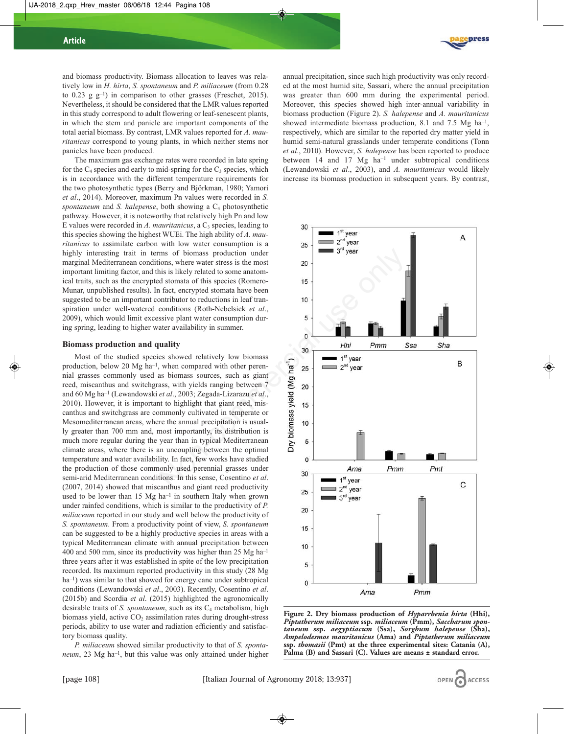and biomass productivity. Biomass allocation to leaves was relatively low in *H. hirta*, *S. spontaneum* and *P. miliaceum* (from 0.28 to 0.23 g $g^{-1}$) in comparison to other grasses (Freschet, 2015). Nevertheless, it should be considered that the LMR values reported in this study correspond to adult flowering or leaf-senescent plants, in which the stem and panicle are important components of the total aerial biomass. By contrast, LMR values reported for *A. mauritanicus* correspond to young plants, in which neither stems nor panicles have been produced.

The maximum gas exchange rates were recorded in late spring for the $C_4$ species and early to mid-spring for the $C_3$ species, which is in accordance with the different temperature requirements for the two photosynthetic types (Berry and Björkman, 1980; Yamori *et al.*, 2014). Moreover, maximum Pn values were recorded in *S. spontaneum* and *S. halepense*, both showing a $C_4$ photosynthetic pathway. However, it is noteworthy that relatively high Pn and low E values were recorded in *A. mauritanicus*, a $C_3$ species, leading to this species showing the highest WUEi. The high ability of *A. mauritanicus* to assimilate carbon with low water consumption is a highly interesting trait in terms of biomass production under marginal Mediterranean conditions, where water stress is the most important limiting factor, and this is likely related to some anatomical traits, such as the encrypted stomata of this species (Romero-Munar, unpublished results). In fact, encrypted stomata have been suggested to be an important contributor to reductions in leaf transpiration under well-watered conditions (Roth-Nebelsick *et al.*, 2009), which would limit excessive plant water consumption during spring, leading to higher water availability in summer.

## Biomass production and quality

Most of the studied species showed relatively low biomass production, below 20 Mg $ha^{-1}$, when compared with other perennial grasses commonly used as biomass sources, such as giant reed, miscanthus and switchgrass, with yields ranging between 7 and 60 Mg $ha^{-1}$ (Lewandowski *et al.*, 2003; Zegada-Lizarazu *et al.*, 2010). However, it is important to highlight that giant reed, miscanthus and switchgrass are commonly cultivated in temperate or Mesomediterranean areas, where the annual precipitation is usually greater than 700 mm and, most importantly, its distribution is much more regular during the year than in typical Mediterranean climate areas, where there is an uncoupling between the optimal temperature and water availability. In fact, few works have studied the production of those commonly used perennial grasses under semi-arid Mediterranean conditions. In this sense, Cosentino *et al.* (2007, 2014) showed that miscanthus and giant reed productivity used to be lower than 15 Mg $ha^{-1}$ in southern Italy when grown under rainfed conditions, which is similar to the productivity of *P. miliaceum* reported in our study and well below the productivity of *S. spontaneum*. From a productivity point of view, *S. spontaneum* can be suggested to be a highly productive species in areas with a typical Mediterranean climate with annual precipitation between 400 and 500 mm, since its productivity was higher than 25 Mg $ha^{-1}$ three years after it was established in spite of the low precipitation recorded. Its maximum reported productivity in this study (28 Mg $ha^{-1}$) was similar to that showed for energy cane under subtropical conditions (Lewandowski *et al.*, 2003). Recently, Cosentino *et al.* (2015b) and Scordia *et al.* (2015) highlighted the agronomically desirable traits of *S. spontaneum*, such as its $C_4$ metabolism, high biomass yield, active $CO_2$ assimilation rates during drought-stress periods, ability to use water and radiation efficiently and satisfactory biomass quality.

*P. miliaceum* showed similar productivity to that of *S. spontaneum*, 23 Mg $ha^{-1}$, but this value was only attained under higher annual precipitation, since such high productivity was only recorded at the most humid site, Sassari, where the annual precipitation was greater than 600 mm during the experimental period. Moreover, this species showed high inter-annual variability in biomass production (Figure 2). *S. halepense* and *A. mauritanicus* showed intermediate biomass production, 8.1 and 7.5 Mg $ha^{-1}$, respectively, which are similar to the reported dry matter yield in humid semi-natural grasslands under temperate conditions (Tonn *et al.*, 2010). However, *S. halepense* has been reported to produce between 14 and 17 Mg $ha^{-1}$ under subtropical conditions (Lewandowski *et al.*, 2003), and *A. mauritanicus* would likely increase its biomass production in subsequent years. By contrast,

**Figure 2. Dry biomass production of *Hyparrhenia hirta* (Hhi), *Piptatherum miliaceum* ssp. *miliaceum* (Pmm), *Saccharum spontaneum* ssp. *aegyptiacum* (Ssa), *Sorghum halepense* (Sha), *Ampelodesmos mauritanicus* (Ama) and *Piptatherum miliaceum* ssp. *thomasii* (Pmt) at the three experimental sites: Catania (A), Palma (B) and Sassari (C). Values are means ± standard error.**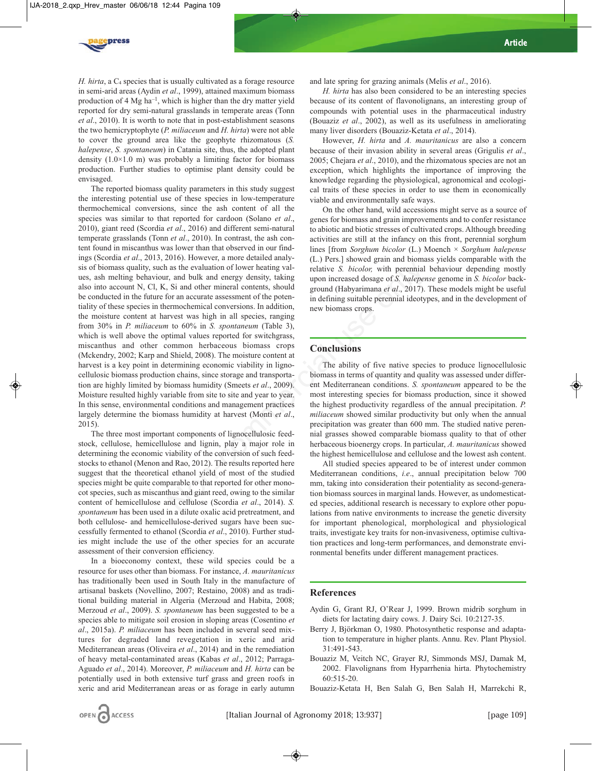*H. hirta*, a $C_4$ species that is usually cultivated as a forage resource in semi-arid areas (Aydin *et al*., 1999), attained maximum biomass production of 4 Mg ha$^{-1}$, which is higher than the dry matter yield reported for dry semi-natural grasslands in temperate areas (Tonn *et al*., 2010). It is worth to note that in post-establishment seasons the two hemicryptophyte (*P. miliaceum* and *H. hirta*) were not able to cover the ground area like the geophyte rhizomatous (*S. halepense*, *S. spontaneum*) in Catania site, thus, the adopted plant density (1.0×1.0 m) was probably a limiting factor for biomass production. Further studies to optimise plant density could be envisaged.

The reported biomass quality parameters in this study suggest the interesting potential use of these species in low-temperature thermochemical conversions, since the ash content of all the species was similar to that reported for cardoon (Solano *et al*., 2010), giant reed (Scordia *et al*., 2016) and different semi-natural temperate grasslands (Tonn *et al*., 2010). In contrast, the ash content found in miscanthus was lower than that observed in our findings (Scordia *et al*., 2013, 2016). However, a more detailed analysis of biomass quality, such as the evaluation of lower heating values, ash melting behaviour, and bulk and energy density, taking also into account N, Cl, K, Si and other mineral contents, should be conducted in the future for an accurate assessment of the potentiality of these species in thermochemical conversions. In addition, the moisture content at harvest was high in all species, ranging from 30% in *P. miliaceum* to 60% in *S. spontaneum* (Table 3), which is well above the optimal values reported for switchgrass, miscanthus and other common herbaceous biomass crops (Mckendry, 2002; Karp and Shield, 2008). The moisture content at harvest is a key point in determining economic viability in lignocellulosic biomass production chains, since storage and transportation are highly limited by biomass humidity (Smeets *et al*., 2009). Moisture resulted highly variable from site to site and year to year. In this sense, environmental conditions and management practices largely determine the biomass humidity at harvest (Monti *et al*., 2015).

The three most important components of lignocellulosic feedstock, cellulose, hemicellulose and lignin, play a major role in determining the economic viability of the conversion of such feedstocks to ethanol (Menon and Rao, 2012). The results reported here suggest that the theoretical ethanol yield of most of the studied species might be quite comparable to that reported for other monocot species, such as miscanthus and giant reed, owing to the similar content of hemicellulose and cellulose (Scordia *et al*., 2014). *S. spontaneum* has been used in a dilute oxalic acid pretreatment, and both cellulose- and hemicellulose-derived sugars have been successfully fermented to ethanol (Scordia *et al*., 2010). Further studies might include the use of the other species for an accurate assessment of their conversion efficiency.

In a bioeconomy context, these wild species could be a resource for uses other than biomass. For instance, *A. mauritanicus* has traditionally been used in South Italy in the manufacture of artisanal baskets (Novellino, 2007; Restaino, 2008) and as traditional building material in Algeria (Merzoud and Habita, 2008; Merzoud *et al*., 2009). *S. spontaneum* has been suggested to be a species able to mitigate soil erosion in sloping areas (Cosentino *et al*., 2015a). *P. miliaceum* has been included in several seed mixtures for degraded land revegetation in xeric and arid Mediterranean areas (Oliveira *et al*., 2014) and in the remediation of heavy metal-contaminated areas (Kabas *et al*., 2012; Parraga-Aguado *et al*., 2014). Moreover, *P. miliaceum* and *H. hirta* can be potentially used in both extensive turf grass and green roofs in xeric and arid Mediterranean areas or as forage in early autumn and late spring for grazing animals (Melis *et al*., 2016).

*H. hirta* has also been considered to be an interesting species because of its content of flavonolignans, an interesting group of compounds with potential uses in the pharmaceutical industry (Bouaziz *et al*., 2002), as well as its usefulness in ameliorating many liver disorders (Bouaziz-Ketata *et al*., 2014).

However, *H. hirta* and *A. mauritanicus* are also a concern because of their invasion ability in several areas (Grigulis *et al*., 2005; Chejara *et al*., 2010), and the rhizomatous species are not an exception, which highlights the importance of improving the knowledge regarding the physiological, agronomical and ecological traits of these species in order to use them in economically viable and environmentally safe ways.

On the other hand, wild accessions might serve as a source of genes for biomass and grain improvements and to confer resistance to abiotic and biotic stresses of cultivated crops. Although breeding activities are still at the infancy on this front, perennial sorghum lines [from *Sorghum bicolor* (L.) Moench × *Sorghum halepense* (L.) Pers.] showed grain and biomass yields comparable with the relative *S. bicolor,* with perennial behaviour depending mostly upon increased dosage of *S. halepense* genome in *S. bicolor* background (Habyarimana *et al*., 2017). These models might be useful in defining suitable perennial ideotypes, and in the development of new biomass crops.

## Conclusions

The ability of five native species to produce lignocellulosic biomass in terms of quantity and quality was assessed under different Mediterranean conditions. *S. spontaneum* appeared to be the most interesting species for biomass production, since it showed the highest productivity regardless of the annual precipitation. *P. miliaceum* showed similar productivity but only when the annual precipitation was greater than 600 mm. The studied native perennial grasses showed comparable biomass quality to that of other herbaceous bioenergy crops. In particular, *A. mauritanicus* showed the highest hemicellulose and cellulose and the lowest ash content.

All studied species appeared to be of interest under common Mediterranean conditions, *i.e*., annual precipitation below 700 mm, taking into consideration their potentiality as second-generation biomass sources in marginal lands. However, as undomesticated species, additional research is necessary to explore other populations from native environments to increase the genetic diversity for important phenological, morphological and physiological traits, investigate key traits for non-invasiveness, optimise cultivation practices and long-term performances, and demonstrate environmental benefits under different management practices.

## References

Aydin G, Grant RJ, O'Rear J, 1999. Brown midrib sorghum in diets for lactating dairy cows. J. Dairy Sci. 10:2127-35.

Berry J, Björkman O, 1980. Photosynthetic response and adaptation to temperature in higher plants. Annu. Rev. Plant Physiol. 31:491-543.

Bouaziz M, Veitch NC, Grayer RJ, Simmonds MSJ, Damak M, 2002. Flavolignans from Hyparrhenia hirta. Phytochemistry 60:515-20.

Bouaziz-Ketata H, Ben Salah G, Ben Salah H, Marrekchi R,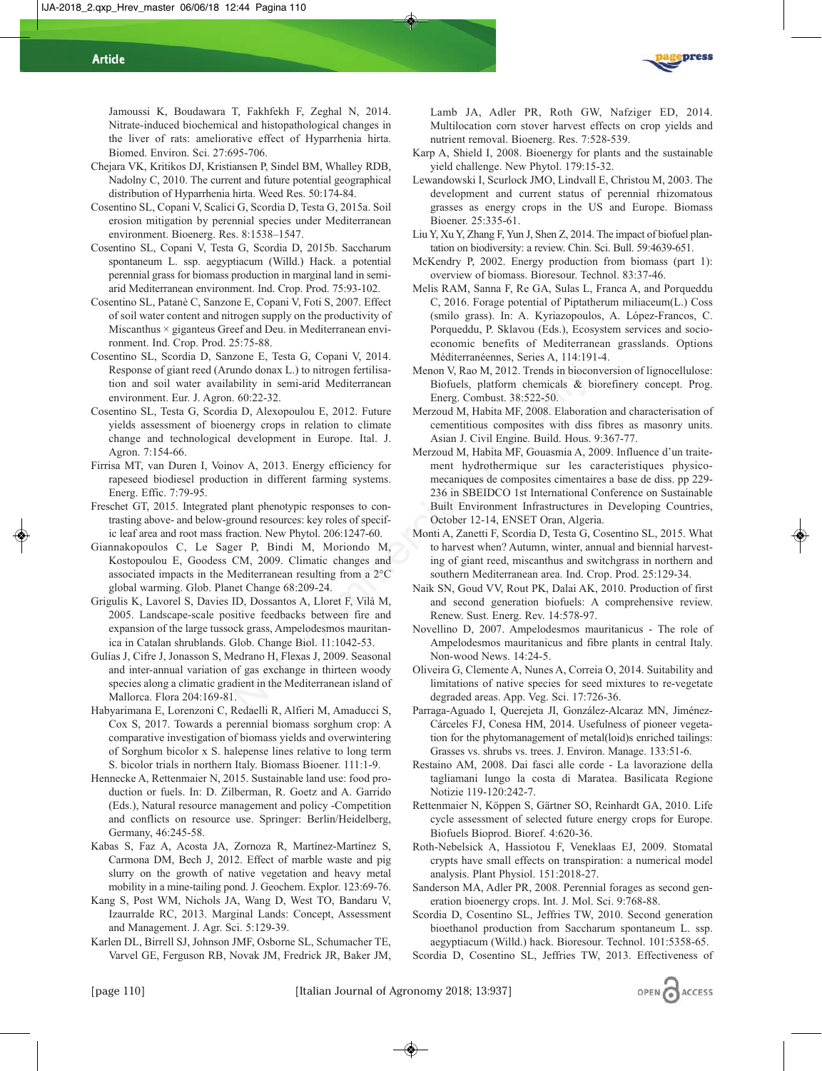Jamoussi K, Boudawara T, Fakhfekh F, Zeghal N, 2014. Nitrate-induced biochemical and histopathological changes in the liver of rats: ameliorative effect of Hyparrhenia hirta. Biomed. Environ. Sci. 27:695-706.

Chejara VK, Kritikos DJ, Kristiansen P, Sindel BM, Whalley RDB, Nadolny C, 2010. The current and future potential geographical distribution of Hyparrhenia hirta. Weed Res. 50:174-84.

Cosentino SL, Copani V, Scalici G, Scordia D, Testa G, 2015a. Soil erosion mitigation by perennial species under Mediterranean environment. Bioenerg. Res. 8:1538–1547.

Cosentino SL, Copani V, Testa G, Scordia D, 2015b. Saccharum spontaneum L. ssp. aegyptiacum (Willd.) Hack. a potential perennial grass for biomass production in marginal land in semi-arid Mediterranean environment. Ind. Crop. Prod. 75:93-102.

Cosentino SL, Patanè C, Sanzone E, Copani V, Foti S, 2007. Effect of soil water content and nitrogen supply on the productivity of Miscanthus × giganteus Greef and Deu. in Mediterranean environment. Ind. Crop. Prod. 25:75-88.

Cosentino SL, Scordia D, Sanzone E, Testa G, Copani V, 2014. Response of giant reed (Arundo donax L.) to nitrogen fertilisation and soil water availability in semi-arid Mediterranean environment. Eur. J. Agron. 60:22-32.

Cosentino SL, Testa G, Scordia D, Alexopoulou E, 2012. Future yields assessment of bioenergy crops in relation to climate change and technological development in Europe. Ital. J. Agron. 7:154-66.

Firrisa MT, van Duren I, Voinov A, 2013. Energy efficiency for rapeseed biodiesel production in different farming systems. Energ. Effic. 7:79-95.

Freschet GT, 2015. Integrated plant phenotypic responses to contrasting above- and below-ground resources: key roles of specific leaf area and root mass fraction. New Phytol. 206:1247-60.

Giannakopoulos C, Le Sager P, Bindi M, Moriondo M, Kostopoulou E, Goodess CM, 2009. Climatic changes and associated impacts in the Mediterranean resulting from a 2°C global warming. Glob. Planet Change 68:209-24.

Grigulis K, Lavorel S, Davies ID, Dossantos A, Lloret F, Vilà M, 2005. Landscape-scale positive feedbacks between fire and expansion of the large tussock grass, Ampelodesmos mauritanica in Catalan shrublands. Glob. Change Biol. 11:1042-53.

Gulías J, Cifre J, Jonasson S, Medrano H, Flexas J, 2009. Seasonal and inter-annual variation of gas exchange in thirteen woody species along a climatic gradient in the Mediterranean island of Mallorca. Flora 204:169-81.

Habyarimana E, Lorenzoni C, Redaelli R, Alfieri M, Amaducci S, Cox S, 2017. Towards a perennial biomass sorghum crop: A comparative investigation of biomass yields and overwintering of Sorghum bicolor x S. halepense lines relative to long term S. bicolor trials in northern Italy. Biomass Bioener. 111:1-9.

Hennecke A, Rettenmaier N, 2015. Sustainable land use: food production or fuels. In: D. Zilberman, R. Goetz and A. Garrido (Eds.), Natural resource management and policy -Competition and conflicts on resource use. Springer: Berlin/Heidelberg, Germany, 46:245-58.

Kabas S, Faz A, Acosta JA, Zornoza R, Martínez-Martínez S, Carmona DM, Bech J, 2012. Effect of marble waste and pig slurry on the growth of native vegetation and heavy metal mobility in a mine-tailing pond. J. Geochem. Explor. 123:69-76.

Kang S, Post WM, Nichols JA, Wang D, West TO, Bandaru V, Izaurralde RC, 2013. Marginal Lands: Concept, Assessment and Management. J. Agr. Sci. 5:129-39.

Karlen DL, Birrell SJ, Johnson JMF, Osborne SL, Schumacher TE, Varvel GE, Ferguson RB, Novak JM, Fredrick JR, Baker JM, Lamb JA, Adler PR, Roth GW, Nafziger ED, 2014. Multilocation corn stover harvest effects on crop yields and nutrient removal. Bioenerg. Res. 7:528-539.

Karp A, Shield I, 2008. Bioenergy for plants and the sustainable yield challenge. New Phytol. 179:15-32.

Lewandowski I, Scurlock JMO, Lindvall E, Christou M, 2003. The development and current status of perennial rhizomatous grasses as energy crops in the US and Europe. Biomass Bioener. 25:335-61.

Liu Y, Xu Y, Zhang F, Yun J, Shen Z, 2014. The impact of biofuel plantation on biodiversity: a review. Chin. Sci. Bull. 59:4639-651.

McKendry P, 2002. Energy production from biomass (part 1): overview of biomass. Bioresour. Technol. 83:37-46.

Melis RAM, Sanna F, Re GA, Sulas L, Franca A, and Porqueddu C, 2016. Forage potential of Piptatherum miliaceum(L.) Coss (smilo grass). In: A. Kyriazopoulos, A. López-Francos, C. Porqueddu, P. Sklavou (Eds.), Ecosystem services and socio-economic benefits of Mediterranean grasslands. Options Méditerranéennes, Series A, 114:191-4.

Menon V, Rao M, 2012. Trends in bioconversion of lignocellulose: Biofuels, platform chemicals & biorefinery concept. Prog. Energ. Combust. 38:522-50.

Merzoud M, Habita MF, 2008. Elaboration and characterisation of cementitious composites with diss fibres as masonry units. Asian J. Civil Engine. Build. Hous. 9:367-77.

Merzoud M, Habita MF, Gouasmia A, 2009. Influence d'un traitement hydrothermique sur les caracteristiques physico-mecaniques de composites cimentaires a base de diss. pp 229-236 in SBEIDCO 1st International Conference on Sustainable Built Environment Infrastructures in Developing Countries, October 12-14, ENSET Oran, Algeria.

Monti A, Zanetti F, Scordia D, Testa G, Cosentino SL, 2015. What to harvest when? Autumn, winter, annual and biennial harvesting of giant reed, miscanthus and switchgrass in northern and southern Mediterranean area. Ind. Crop. Prod. 25:129-34.

Naik SN, Goud VV, Rout PK, Dalai AK, 2010. Production of first and second generation biofuels: A comprehensive review. Renew. Sust. Energ. Rev. 14:578-97.

Novellino D, 2007. Ampelodesmos mauritanicus - The role of Ampelodesmos mauritanicus and fibre plants in central Italy. Non-wood News. 14:24-5.

Oliveira G, Clemente A, Nunes A, Correia O, 2014. Suitability and limitations of native species for seed mixtures to re-vegetate degraded areas. App. Veg. Sci. 17:726-36.

Parraga-Aguado I, Querejeta JI, González-Alcaraz MN, Jiménez-Cárceles FJ, Conesa HM, 2014. Usefulness of pioneer vegetation for the phytomanagement of metal(loid)s enriched tailings: Grasses vs. shrubs vs. trees. J. Environ. Manage. 133:51-6.

Restaino AM, 2008. Dai fasci alle corde - La lavorazione della tagliamani lungo la costa di Maratea. Basilicata Regione Notizie 119-120:242-7.

Rettenmaier N, Köppen S, Gärtner SO, Reinhardt GA, 2010. Life cycle assessment of selected future energy crops for Europe. Biofuels Bioprod. Bioref. 4:620-36.

Roth-Nebelsick A, Hassiotou F, Veneklaas EJ, 2009. Stomatal crypts have small effects on transpiration: a numerical model analysis. Plant Physiol. 151:2018-27.

Sanderson MA, Adler PR, 2008. Perennial forages as second generation bioenergy crops. Int. J. Mol. Sci. 9:768-88.

Scordia D, Cosentino SL, Jeffries TW, 2010. Second generation bioethanol production from Saccharum spontaneum L. ssp. aegyptiacum (Willd.) hack. Bioresour. Technol. 101:5358-65.

Scordia D, Cosentino SL, Jeffries TW, 2013. Effectiveness of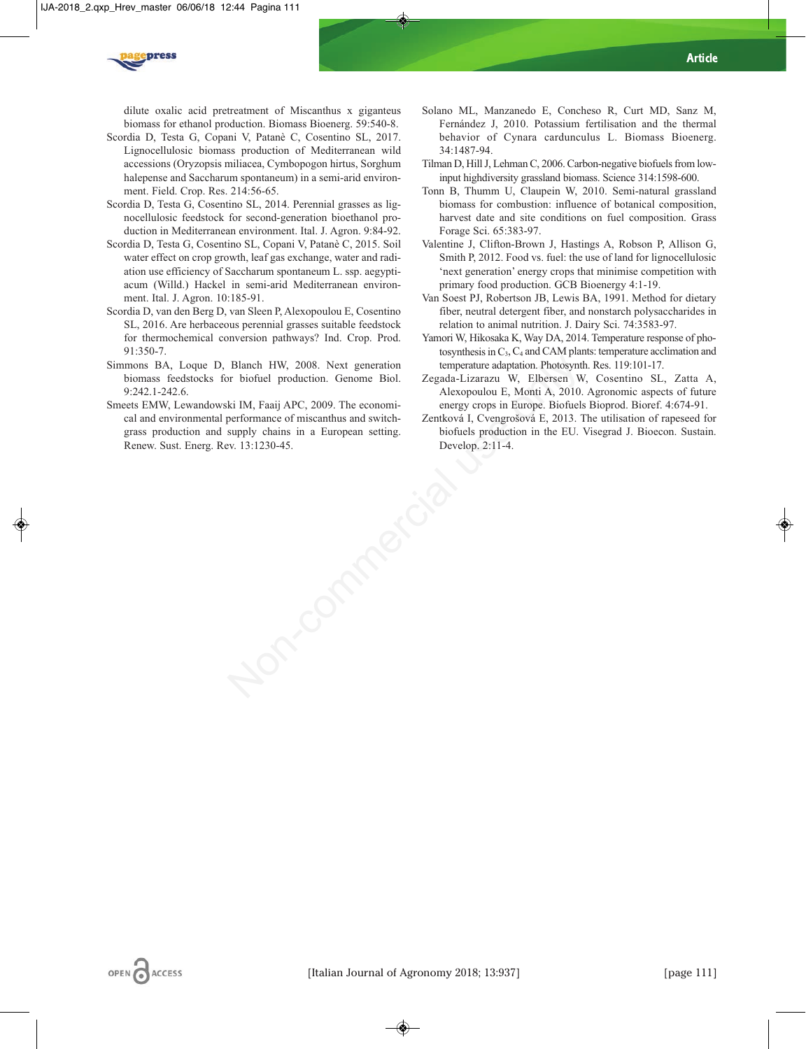dilute oxalic acid pretreatment of Miscanthus x giganteus biomass for ethanol production. Biomass Bioenerg. 59:540-8.

Scordia D, Testa G, Copani V, Patanè C, Cosentino SL, 2017. Lignocellulosic biomass production of Mediterranean wild accessions (Oryzopsis miliacea, Cymbopogon hirtus, Sorghum halepense and Saccharum spontaneum) in a semi-arid environment. Field. Crop. Res. 214:56-65.

Scordia D, Testa G, Cosentino SL, 2014. Perennial grasses as lignocellulosic feedstock for second-generation bioethanol production in Mediterranean environment. Ital. J. Agron. 9:84-92.

Scordia D, Testa G, Cosentino SL, Copani V, Patanè C, 2015. Soil water effect on crop growth, leaf gas exchange, water and radiation use efficiency of Saccharum spontaneum L. ssp. aegyptiacum (Willd.) Hackel in semi-arid Mediterranean environment. Ital. J. Agron. 10:185-91.

Scordia D, van den Berg D, van Sleen P, Alexopoulou E, Cosentino SL, 2016. Are herbaceous perennial grasses suitable feedstock for thermochemical conversion pathways? Ind. Crop. Prod. 91:350-7.

Simmons BA, Loque D, Blanch HW, 2008. Next generation biomass feedstocks for biofuel production. Genome Biol. 9:242.1-242.6.

Smeets EMW, Lewandowski IM, Faaij APC, 2009. The economical and environmental performance of miscanthus and switchgrass production and supply chains in a European setting. Renew. Sust. Energ. Rev. 13:1230-45.

Solano ML, Manzanedo E, Concheso R, Curt MD, Sanz M, Fernández J, 2010. Potassium fertilisation and the thermal behavior of Cynara cardunculus L. Biomass Bioenerg. 34:1487-94.

Tilman D, Hill J, Lehman C, 2006. Carbon-negative biofuels from low-input highdiversity grassland biomass. Science 314:1598-600.

Tonn B, Thumm U, Claupein W, 2010. Semi-natural grassland biomass for combustion: influence of botanical composition, harvest date and site conditions on fuel composition. Grass Forage Sci. 65:383-97.

Valentine J, Clifton-Brown J, Hastings A, Robson P, Allison G, Smith P, 2012. Food vs. fuel: the use of land for lignocellulosic 'next generation' energy crops that minimise competition with primary food production. GCB Bioenergy 4:1-19.

Van Soest PJ, Robertson JB, Lewis BA, 1991. Method for dietary fiber, neutral detergent fiber, and nonstarch polysaccharides in relation to animal nutrition. J. Dairy Sci. 74:3583-97.

Yamori W, Hikosaka K, Way DA, 2014. Temperature response of photosynthesis in $C_3$, $C_4$ and CAM plants: temperature acclimation and temperature adaptation. Photosynth. Res. 119:101-17.

Zegada-Lizarazu W, Elbersen W, Cosentino SL, Zatta A, Alexopoulou E, Monti A, 2010. Agronomic aspects of future energy crops in Europe. Biofuels Bioprod. Bioref. 4:674-91.

Zentková I, Cvengrošová E, 2013. The utilisation of rapeseed for biofuels production in the EU. Visegrad J. Bioecon. Sustain. Develop. 2:11-4.